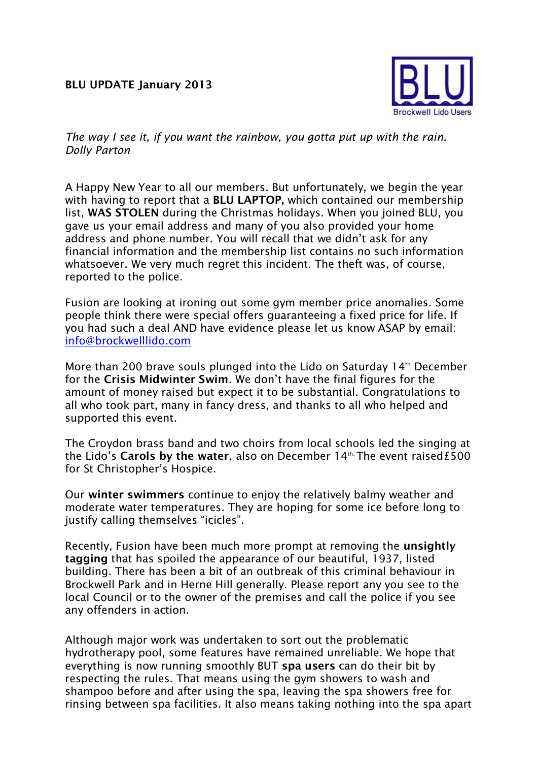**BLU UPDATE January 2013**

*The way I see it, if you want the rainbow, you gotta put up with the rain. Dolly Parton*

A Happy New Year to all our members. But unfortunately, we begin the year with having to report that a **BLU LAPTOP,** which contained our membership list, **WAS STOLEN** during the Christmas holidays. When you joined BLU, you gave us your email address and many of you also provided your home address and phone number. You will recall that we didn't ask for any financial information and the membership list contains no such information whatsoever. We very much regret this incident. The theft was, of course, reported to the police.

Fusion are looking at ironing out some gym member price anomalies. Some people think there were special offers guaranteeing a fixed price for life. If you had such a deal AND have evidence please let us know ASAP by email: info@brockwelllido.com

More than 200 brave souls plunged into the Lido on Saturday 14th December for the **Crisis Midwinter Swim**. We don't have the final figures for the amount of money raised but expect it to be substantial. Congratulations to all who took part, many in fancy dress, and thanks to all who helped and supported this event.

The Croydon brass band and two choirs from local schools led the singing at the Lido's **Carols by the water**, also on December 14th. The event raised£500 for St Christopher's Hospice.

Our **winter swimmers** continue to enjoy the relatively balmy weather and moderate water temperatures. They are hoping for some ice before long to justify calling themselves "icicles".

Recently, Fusion have been much more prompt at removing the **unsightly tagging** that has spoiled the appearance of our beautiful, 1937, listed building. There has been a bit of an outbreak of this criminal behaviour in Brockwell Park and in Herne Hill generally. Please report any you see to the local Council or to the owner of the premises and call the police if you see any offenders in action.

Although major work was undertaken to sort out the problematic hydrotherapy pool, some features have remained unreliable. We hope that everything is now running smoothly BUT **spa users** can do their bit by respecting the rules. That means using the gym showers to wash and shampoo before and after using the spa, leaving the spa showers free for rinsing between spa facilities. It also means taking nothing into the spa apart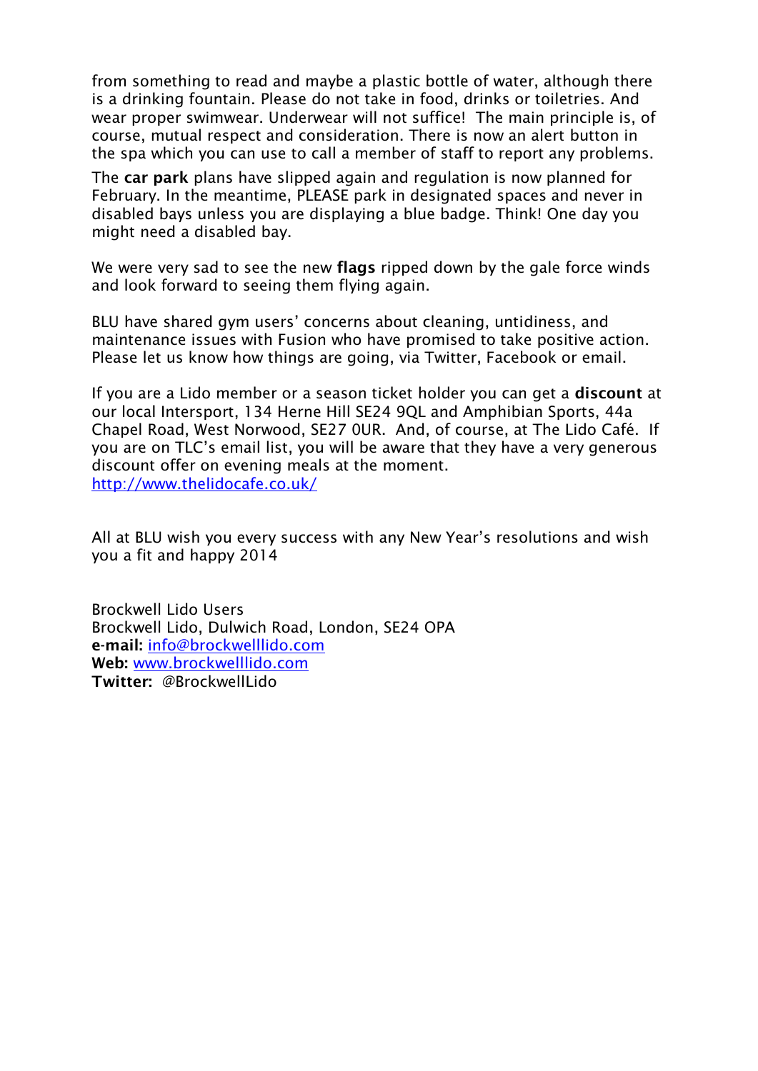from something to read and maybe a plastic bottle of water, although there is a drinking fountain. Please do not take in food, drinks or toiletries. And wear proper swimwear. Underwear will not suffice! The main principle is, of course, mutual respect and consideration. There is now an alert button in the spa which you can use to call a member of staff to report any problems.

The **car park** plans have slipped again and regulation is now planned for February. In the meantime, PLEASE park in designated spaces and never in disabled bays unless you are displaying a blue badge. Think! One day you might need a disabled bay.

We were very sad to see the new **flags** ripped down by the gale force winds and look forward to seeing them flying again.

BLU have shared gym users' concerns about cleaning, untidiness, and maintenance issues with Fusion who have promised to take positive action. Please let us know how things are going, via Twitter, Facebook or email.

If you are a Lido member or a season ticket holder you can get a **discount** at our local Intersport, 134 Herne Hill SE24 9QL and Amphibian Sports, 44a Chapel Road, West Norwood, SE27 0UR. And, of course, at The Lido Café. If you are on TLC's email list, you will be aware that they have a very generous discount offer on evening meals at the moment.
http://www.thelidocafe.co.uk/

All at BLU wish you every success with any New Year's resolutions and wish you a fit and happy 2014

Brockwell Lido Users
Brockwell Lido, Dulwich Road, London, SE24 OPA
**e-mail:** info@brockwelllido.com
**Web:** www.brockwelllido.com
**Twitter:** @BrockwellLido